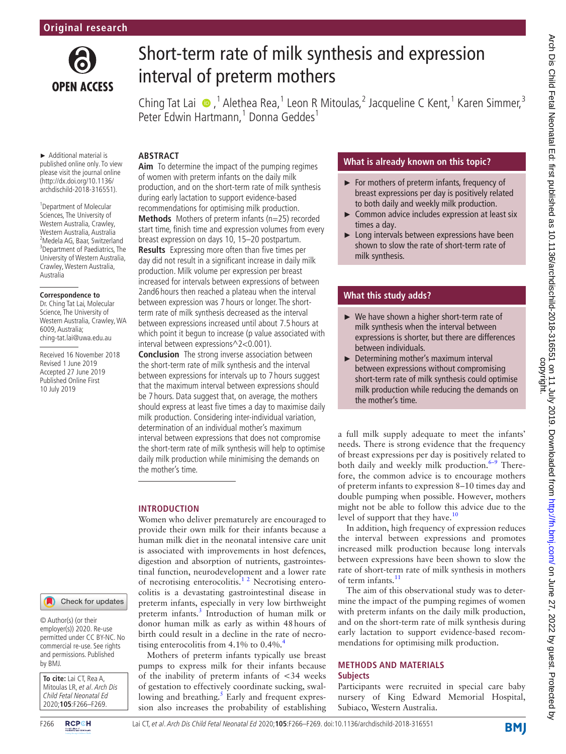Original research

# Short-term rate of milk synthesis and expression interval of preterm mothers

Ching Tat Lai,[1] Alethea Rea,[1] Leon R Mitoulas,[2] Jacqueline C Kent,[1] Karen Simmer,[3] Peter Edwin Hartmann,[1] Donna Geddes[1]

► Additional material is published online only. To view please visit the journal online (http://dx.doi.org/10.1136/archdischild-2018-316551).

[1]Department of Molecular Sciences, The University of Western Australia, Crawley, Western Australia, Australia
[2]Medela AG, Baar, Switzerland
[3]Department of Paediatrics, The University of Western Australia, Crawley, Western Australia, Australia

**Correspondence to**
Dr. Ching Tat Lai, Molecular Science, The University of Western Australia, Crawley, WA 6009, Australia; ching-tat.lai@uwa.edu.au

Received 16 November 2018
Revised 1 June 2019
Accepted 27 June 2019
Published Online First 10 July 2019

© Author(s) (or their employer(s)) 2020. Re-use permitted under CC BY-NC. No commercial re-use. See rights and permissions. Published by BMJ.

**To cite:** Lai CT, Rea A, Mitoulas LR, *et al*. *Arch Dis Child Fetal Neonatal Ed* 2020;**105**:F266–F269.

## ABSTRACT

**Aim** To determine the impact of the pumping regimes of women with preterm infants on the daily milk production, and on the short-term rate of milk synthesis during early lactation to support evidence-based recommendations for optimising milk production.

**Methods** Mothers of preterm infants (n=25) recorded start time, finish time and expression volumes from every breast expression on days 10, 15–20 postpartum.

**Results** Expressing more often than five times per day did not result in a significant increase in daily milk production. Milk volume per expression per breast increased for intervals between expressions of between 2and6 hours then reached a plateau when the interval between expression was 7 hours or longer. The short-term rate of milk synthesis decreased as the interval between expressions increased until about 7.5 hours at which point it begun to increase (p value associated with interval between expressions^2<0.001).

**Conclusion** The strong inverse association between the short-term rate of milk synthesis and the interval between expressions for intervals up to 7 hours suggest that the maximum interval between expressions should be 7 hours. Data suggest that, on average, the mothers should express at least five times a day to maximise daily milk production. Considering inter-individual variation, determination of an individual mother's maximum interval between expressions that does not compromise the short-term rate of milk synthesis will help to optimise daily milk production while minimising the demands on the mother's time.

### What is already known on this topic?

- ► For mothers of preterm infants, frequency of breast expressions per day is positively related to both daily and weekly milk production.
- ► Common advice includes expression at least six times a day.
- ► Long intervals between expressions have been shown to slow the rate of short-term rate of milk synthesis.

### What this study adds?

- ► We have shown a higher short-term rate of milk synthesis when the interval between expressions is shorter, but there are differences between individuals.
- ► Determining mother's maximum interval between expressions without compromising short-term rate of milk synthesis could optimise milk production while reducing the demands on the mother's time.

## INTRODUCTION

Women who deliver prematurely are encouraged to provide their own milk for their infants because a human milk diet in the neonatal intensive care unit is associated with improvements in host defences, digestion and absorption of nutrients, gastrointestinal function, neurodevelopment and a lower rate of necrotising enterocolitis.[1,2] Necrotising enterocolitis is a devastating gastrointestinal disease in preterm infants, especially in very low birthweight preterm infants.[3] Introduction of human milk or donor human milk as early as within 48 hours of birth could result in a decline in the rate of necrotising enterocolitis from 4.1% to 0.4%.[4]

Mothers of preterm infants typically use breast pumps to express milk for their infants because of the inability of preterm infants of <34 weeks of gestation to effectively coordinate sucking, swallowing and breathing.[5] Early and frequent expression also increases the probability of establishing a full milk supply adequate to meet the infants' needs. There is strong evidence that the frequency of breast expressions per day is positively related to both daily and weekly milk production.[6–9] Therefore, the common advice is to encourage mothers of preterm infants to expression 8–10 times day and double pumping when possible. However, mothers might not be able to follow this advice due to the level of support that they have.[10]

In addition, high frequency of expression reduces the interval between expressions and promotes increased milk production because long intervals between expressions have been shown to slow the rate of short-term rate of milk synthesis in mothers of term infants.[11]

The aim of this observational study was to determine the impact of the pumping regimes of women with preterm infants on the daily milk production, and on the short-term rate of milk synthesis during early lactation to support evidence-based recommendations for optimising milk production.

## METHODS AND MATERIALS

### Subjects

Participants were recruited in special care baby nursery of King Edward Memorial Hospital, Subiaco, Western Australia.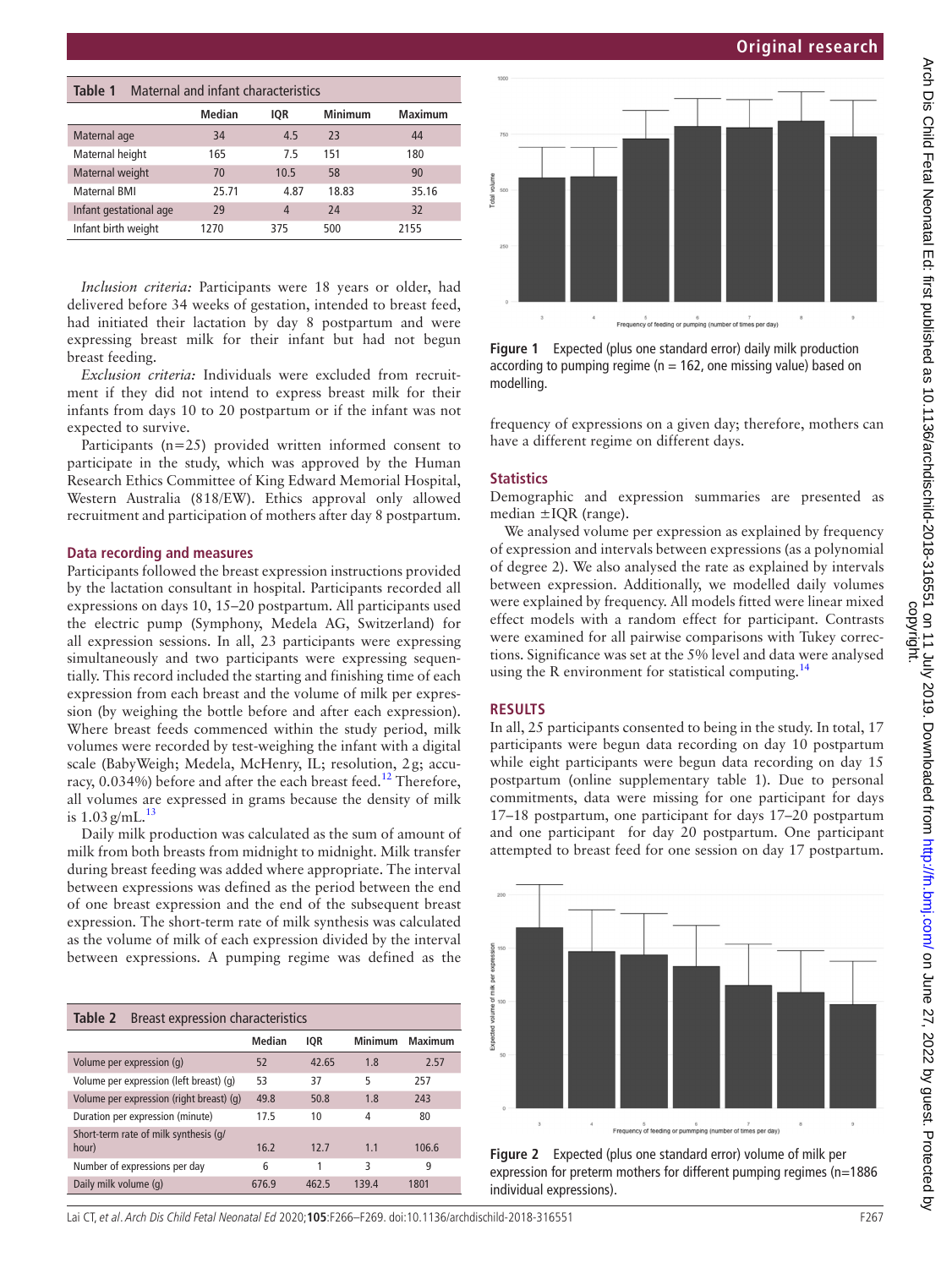**Table 1** Maternal and infant characteristics

| | Median | IQR | Minimum | Maximum |
|---|---|---|---|---|
| Maternal age | 34 | 4.5 | 23 | 44 |
| Maternal height | 165 | 7.5 | 151 | 180 |
| Maternal weight | 70 | 10.5 | 58 | 90 |
| Maternal BMI | 25.71 | 4.87 | 18.83 | 35.16 |
| Infant gestational age | 29 | 4 | 24 | 32 |
| Infant birth weight | 1270 | 375 | 500 | 2155 |

*Inclusion criteria:* Participants were 18 years or older, had delivered before 34 weeks of gestation, intended to breast feed, had initiated their lactation by day 8 postpartum and were expressing breast milk for their infant but had not begun breast feeding.

*Exclusion criteria:* Individuals were excluded from recruitment if they did not intend to express breast milk for their infants from days 10 to 20 postpartum or if the infant was not expected to survive.

Participants (n=25) provided written informed consent to participate in the study, which was approved by the Human Research Ethics Committee of King Edward Memorial Hospital, Western Australia (818/EW). Ethics approval only allowed recruitment and participation of mothers after day 8 postpartum.

## Data recording and measures

Participants followed the breast expression instructions provided by the lactation consultant in hospital. Participants recorded all expressions on days 10, 15–20 postpartum. All participants used the electric pump (Symphony, Medela AG, Switzerland) for all expression sessions. In all, 23 participants were expressing simultaneously and two participants were expressing sequentially. This record included the starting and finishing time of each expression from each breast and the volume of milk per expression (by weighing the bottle before and after each expression). Where breast feeds commenced within the study period, milk volumes were recorded by test-weighing the infant with a digital scale (BabyWeigh; Medela, McHenry, IL; resolution, 2 g; accuracy, 0.034%) before and after the each breast feed.[12] Therefore, all volumes are expressed in grams because the density of milk is 1.03 g/mL.[13]

Daily milk production was calculated as the sum of amount of milk from both breasts from midnight to midnight. Milk transfer during breast feeding was added where appropriate. The interval between expressions was defined as the period between the end of one breast expression and the end of the subsequent breast expression. The short-term rate of milk synthesis was calculated as the volume of milk of each expression divided by the interval between expressions. A pumping regime was defined as the frequency of expressions on a given day; therefore, mothers can have a different regime on different days.

**Table 2** Breast expression characteristics

| | Median | IQR | Minimum | Maximum |
|---|---|---|---|---|
| Volume per expression (g) | 52 | 42.65 | 1.8 | 2.57 |
| Volume per expression (left breast) (g) | 53 | 37 | 5 | 257 |
| Volume per expression (right breast) (g) | 49.8 | 50.8 | 1.8 | 243 |
| Duration per expression (minute) | 17.5 | 10 | 4 | 80 |
| Short-term rate of milk synthesis (g/hour) | 16.2 | 12.7 | 1.1 | 106.6 |
| Number of expressions per day | 6 | 1 | 3 | 9 |
| Daily milk volume (g) | 676.9 | 462.5 | 139.4 | 1801 |

Figure 1 Expected (plus one standard error) daily milk production according to pumping regime (n = 162, one missing value) based on modelling.

## Statistics

Demographic and expression summaries are presented as median ±IQR (range).

We analysed volume per expression as explained by frequency of expression and intervals between expressions (as a polynomial of degree 2). We also analysed the rate as explained by intervals between expression. Additionally, we modelled daily volumes were explained by frequency. All models fitted were linear mixed effect models with a random effect for participant. Contrasts were examined for all pairwise comparisons with Tukey corrections. Significance was set at the 5% level and data were analysed using the R environment for statistical computing.[14]

## RESULTS

In all, 25 participants consented to being in the study. In total, 17 participants were begun data recording on day 10 postpartum while eight participants were begun data recording on day 15 postpartum (online supplementary table 1). Due to personal commitments, data were missing for one participant for days 17–18 postpartum, one participant for days 17–20 postpartum and one participant for day 20 postpartum. One participant attempted to breast feed for one session on day 17 postpartum.

Figure 2 Expected (plus one standard error) volume of milk per expression for preterm mothers for different pumping regimes (n=1886 individual expressions).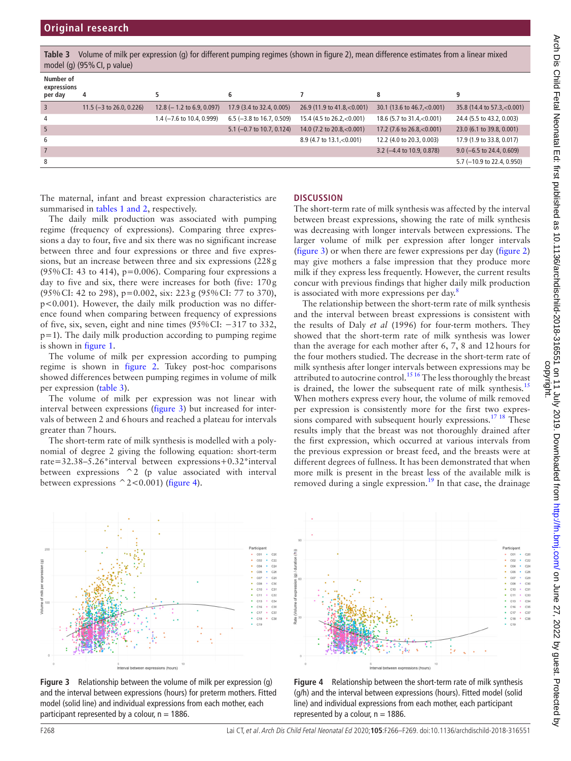**Table 3** Volume of milk per expression (g) for different pumping regimes (shown in figure 2), mean difference estimates from a linear mixed model (g) (95% CI, p value)

| Number of expressions per day | 4 | 5 | 6 | 7 | 8 | 9 |
|---|---|---|---|---|---|---|
| 3 | 11.5 (−3 to 26.0, 0.226) | 12.8 (− 1.2 to 6.9, 0.097) | 17.9 (3.4 to 32.4, 0.005) | 26.9 (11.9 to 41.8,<0.001) | 30.1 (13.6 to 46.7,<0.001) | 35.8 (14.4 to 57.3,<0.001) |
| 4 | | 1.4 (−7.6 to 10.4, 0.999) | 6.5 (−3.8 to 16.7, 0.509) | 15.4 (4.5 to 26.2,<0.001) | 18.6 (5.7 to 31.4,<0.001) | 24.4 (5.5 to 43.2, 0.003) |
| 5 | | | 5.1 (−0.7 to 10.7, 0.124) | 14.0 (7.2 to 20.8,<0.001) | 17.2 (7.6 to 26.8,<0.001) | 23.0 (6.1 to 39.8, 0.001) |
| 6 | | | | 8.9 (4.7 to 13.1,<0.001) | 12.2 (4.0 to 20.3, 0.003) | 17.9 (1.9 to 33.8, 0.017) |
| 7 | | | | | 3.2 (−4.4 to 10.9, 0.878) | 9.0 (−6.5 to 24.4, 0.609) |
| 8 | | | | | | 5.7 (−10.9 to 22.4, 0.950) |

The maternal, infant and breast expression characteristics are summarised in tables 1 and 2, respectively.

The daily milk production was associated with pumping regime (frequency of expressions). Comparing three expressions a day to four, five and six there was no significant increase between three and four expressions or three and five expressions, but an increase between three and six expressions (228 g (95% CI: 43 to 414), p=0.006). Comparing four expressions a day to five and six, there were increases for both (five: 170 g (95% CI: 42 to 298), p=0.002, six: 223 g (95% CI: 77 to 370), p<0.001). However, the daily milk production was no difference found when comparing between frequency of expressions of five, six, seven, eight and nine times (95% CI: −317 to 332, p=1). The daily milk production according to pumping regime is shown in figure 1.

The volume of milk per expression according to pumping regime is shown in figure 2. Tukey post-hoc comparisons showed differences between pumping regimes in volume of milk per expression (table 3).

The volume of milk per expression was not linear with interval between expressions (figure 3) but increased for intervals of between 2 and 6 hours and reached a plateau for intervals greater than 7 hours.

The short-term rate of milk synthesis is modelled with a polynomial of degree 2 giving the following equation: short-term rate=32.38–5.26*interval between expressions+0.32*interval between expressions ^2 (p value associated with interval between expressions ^2<0.001) (figure 4).

## DISCUSSION

The short-term rate of milk synthesis was affected by the interval between breast expressions, showing the rate of milk synthesis was decreasing with longer intervals between expressions. The larger volume of milk per expression after longer intervals (figure 3) or when there are fewer expressions per day (figure 2) may give mothers a false impression that they produce more milk if they express less frequently. However, the current results concur with previous findings that higher daily milk production is associated with more expressions per day.[8]

The relationship between the short-term rate of milk synthesis and the interval between breast expressions is consistent with the results of Daly *et al* (1996) for four-term mothers. They showed that the short-term rate of milk synthesis was lower than the average for each mother after 6, 7, 8 and 12 hours for the four mothers studied. The decrease in the short-term rate of milk synthesis after longer intervals between expressions may be attributed to autocrine control.[15,16] The less thoroughly the breast is drained, the lower the subsequent rate of milk synthesis.[15] When mothers express every hour, the volume of milk removed per expression is consistently more for the first two expressions compared with subsequent hourly expressions.[17,18] These results imply that the breast was not thoroughly drained after the first expression, which occurred at various intervals from the previous expression or breast feed, and the breasts were at different degrees of fullness. It has been demonstrated that when more milk is present in the breast less of the available milk is removed during a single expression.[19] In that case, the drainage

**Figure 3** Relationship between the volume of milk per expression (g) and the interval between expressions (hours) for preterm mothers. Fitted model (solid line) and individual expressions from each mother, each participant represented by a colour, n = 1886.

**Figure 4** Relationship between the short-term rate of milk synthesis (g/h) and the interval between expressions (hours). Fitted model (solid line) and individual expressions from each mother, each participant represented by a colour, n = 1886.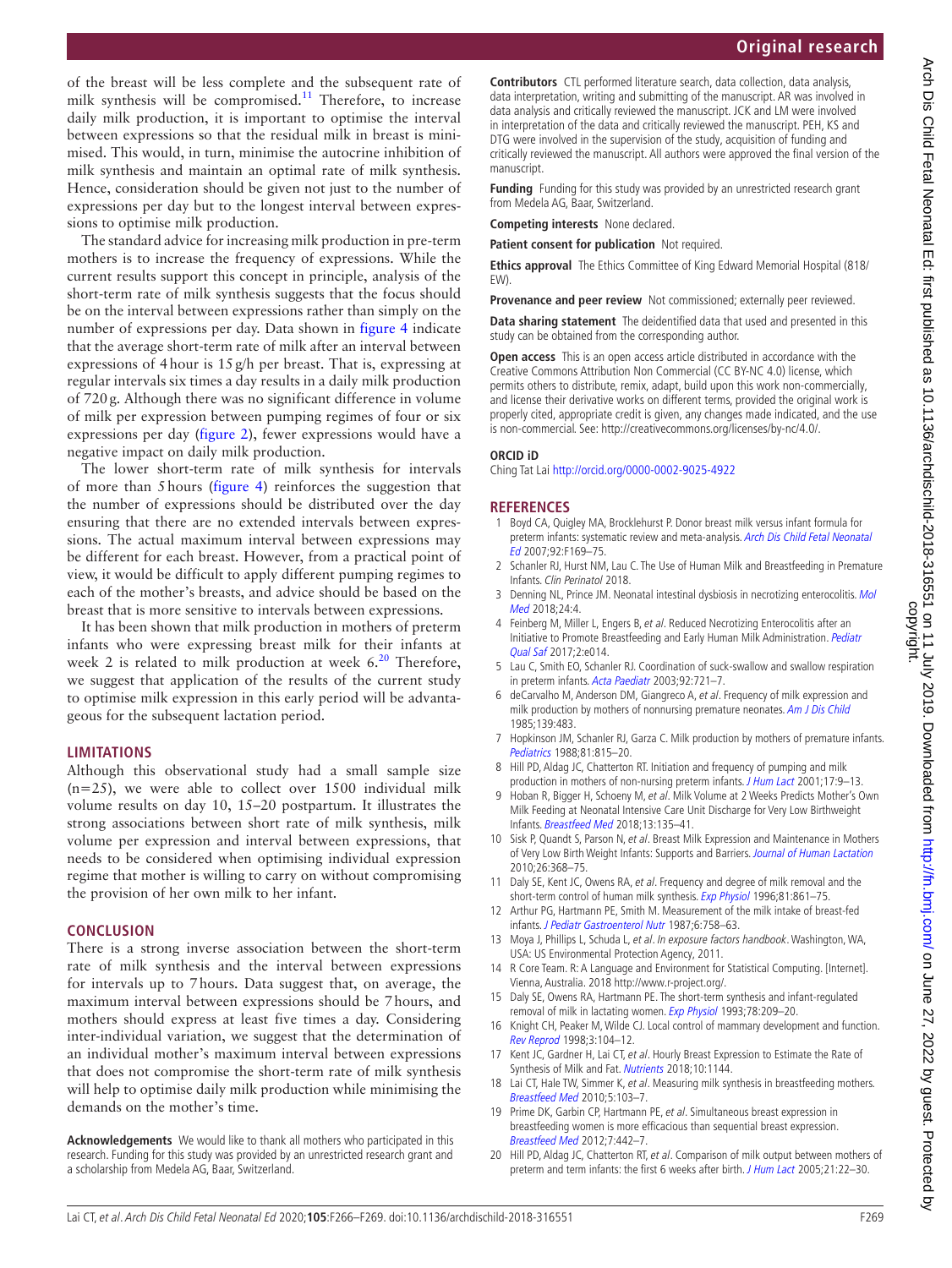of the breast will be less complete and the subsequent rate of milk synthesis will be compromised.[11] Therefore, to increase daily milk production, it is important to optimise the interval between expressions so that the residual milk in breast is minimised. This would, in turn, minimise the autocrine inhibition of milk synthesis and maintain an optimal rate of milk synthesis. Hence, consideration should be given not just to the number of expressions per day but to the longest interval between expressions to optimise milk production.

The standard advice for increasing milk production in pre-term mothers is to increase the frequency of expressions. While the current results support this concept in principle, analysis of the short-term rate of milk synthesis suggests that the focus should be on the interval between expressions rather than simply on the number of expressions per day. Data shown in figure 4 indicate that the average short-term rate of milk after an interval between expressions of 4 hour is 15 g/h per breast. That is, expressing at regular intervals six times a day results in a daily milk production of 720 g. Although there was no significant difference in volume of milk per expression between pumping regimes of four or six expressions per day (figure 2), fewer expressions would have a negative impact on daily milk production.

The lower short-term rate of milk synthesis for intervals of more than 5 hours (figure 4) reinforces the suggestion that the number of expressions should be distributed over the day ensuring that there are no extended intervals between expressions. The actual maximum interval between expressions may be different for each breast. However, from a practical point of view, it would be difficult to apply different pumping regimes to each of the mother's breasts, and advice should be based on the breast that is more sensitive to intervals between expressions.

It has been shown that milk production in mothers of preterm infants who were expressing breast milk for their infants at week 2 is related to milk production at week 6.[20] Therefore, we suggest that application of the results of the current study to optimise milk expression in this early period will be advantageous for the subsequent lactation period.

## LIMITATIONS

Although this observational study had a small sample size (n=25), we were able to collect over 1500 individual milk volume results on day 10, 15–20 postpartum. It illustrates the strong associations between short rate of milk synthesis, milk volume per expression and interval between expressions, that needs to be considered when optimising individual expression regime that mother is willing to carry on without compromising the provision of her own milk to her infant.

## CONCLUSION

There is a strong inverse association between the short-term rate of milk synthesis and the interval between expressions for intervals up to 7 hours. Data suggest that, on average, the maximum interval between expressions should be 7 hours, and mothers should express at least five times a day. Considering inter-individual variation, we suggest that the determination of an individual mother's maximum interval between expressions that does not compromise the short-term rate of milk synthesis will help to optimise daily milk production while minimising the demands on the mother's time.

**Acknowledgements** We would like to thank all mothers who participated in this research. Funding for this study was provided by an unrestricted research grant and a scholarship from Medela AG, Baar, Switzerland.

**Contributors** CTL performed literature search, data collection, data analysis, data interpretation, writing and submitting of the manuscript. AR was involved in data analysis and critically reviewed the manuscript. JCK and LM were involved in interpretation of the data and critically reviewed the manuscript. PEH, KS and DTG were involved in the supervision of the study, acquisition of funding and critically reviewed the manuscript. All authors were approved the final version of the manuscript.

**Funding** Funding for this study was provided by an unrestricted research grant from Medela AG, Baar, Switzerland.

**Competing interests** None declared.

**Patient consent for publication** Not required.

**Ethics approval** The Ethics Committee of King Edward Memorial Hospital (818/EW).

**Provenance and peer review** Not commissioned; externally peer reviewed.

**Data sharing statement** The deidentified data that used and presented in this study can be obtained from the corresponding author.

**Open access** This is an open access article distributed in accordance with the Creative Commons Attribution Non Commercial (CC BY-NC 4.0) license, which permits others to distribute, remix, adapt, build upon this work non-commercially, and license their derivative works on different terms, provided the original work is properly cited, appropriate credit is given, any changes made indicated, and the use is non-commercial. See: http://creativecommons.org/licenses/by-nc/4.0/.

### ORCID iD

Ching Tat Lai http://orcid.org/0000-0002-9025-4922

## REFERENCES

1. Boyd CA, Quigley MA, Brocklehurst P. Donor breast milk versus infant formula for preterm infants: systematic review and meta-analysis. *Arch Dis Child Fetal Neonatal Ed* 2007;92:F169–75.
2. Schanler RJ, Hurst NM, Lau C. The Use of Human Milk and Breastfeeding in Premature Infants. *Clin Perinatol* 2018.
3. Denning NL, Prince JM. Neonatal intestinal dysbiosis in necrotizing enterocolitis. *Mol Med* 2018;24:4.
4. Feinberg M, Miller L, Engers B, *et al*. Reduced Necrotizing Enterocolitis after an Initiative to Promote Breastfeeding and Early Human Milk Administration. *Pediatr Qual Saf* 2017;2:e014.
5. Lau C, Smith EO, Schanler RJ. Coordination of suck-swallow and swallow respiration in preterm infants. *Acta Paediatr* 2003;92:721–7.
6. deCarvalho M, Anderson DM, Giangreco A, *et al*. Frequency of milk expression and milk production by mothers of nonnursing premature neonates. *Am J Dis Child* 1985;139:483.
7. Hopkinson JM, Schanler RJ, Garza C. Milk production by mothers of premature infants. *Pediatrics* 1988;81:815–20.
8. Hill PD, Aldag JC, Chatterton RT. Initiation and frequency of pumping and milk production in mothers of non-nursing preterm infants. *J Hum Lact* 2001;17:9–13.
9. Hoban R, Bigger H, Schoeny M, *et al*. Milk Volume at 2 Weeks Predicts Mother's Own Milk Feeding at Neonatal Intensive Care Unit Discharge for Very Low Birthweight Infants. *Breastfeed Med* 2018;13:135–41.
10. Sisk P, Quandt S, Parson N, *et al*. Breast Milk Expression and Maintenance in Mothers of Very Low Birth Weight Infants: Supports and Barriers. *Journal of Human Lactation* 2010;26:368–75.
11. Daly SE, Kent JC, Owens RA, *et al*. Frequency and degree of milk removal and the short-term control of human milk synthesis. *Exp Physiol* 1996;81:861–75.
12. Arthur PG, Hartmann PE, Smith M. Measurement of the milk intake of breast-fed infants. *J Pediatr Gastroenterol Nutr* 1987;6:758–63.
13. Moya J, Phillips L, Schuda L, *et al*. *In exposure factors handbook*. Washington, WA, USA: US Environmental Protection Agency, 2011.
14. R Core Team. R: A Language and Environment for Statistical Computing. [Internet]. Vienna, Australia. 2018 http://www.r-project.org/.
15. Daly SE, Owens RA, Hartmann PE. The short-term synthesis and infant-regulated removal of milk in lactating women. *Exp Physiol* 1993;78:209–20.
16. Knight CH, Peaker M, Wilde CJ. Local control of mammary development and function. *Rev Reprod* 1998;3:104–12.
17. Kent JC, Gardner H, Lai CT, *et al*. Hourly Breast Expression to Estimate the Rate of Synthesis of Milk and Fat. *Nutrients* 2018;10:1144.
18. Lai CT, Hale TW, Simmer K, *et al*. Measuring milk synthesis in breastfeeding mothers. *Breastfeed Med* 2010;5:103–7.
19. Prime DK, Garbin CP, Hartmann PE, *et al*. Simultaneous breast expression in breastfeeding women is more efficacious than sequential breast expression. *Breastfeed Med* 2012;7:442–7.
20. Hill PD, Aldag JC, Chatterton RT, *et al*. Comparison of milk output between mothers of preterm and term infants: the first 6 weeks after birth. *J Hum Lact* 2005;21:22–30.